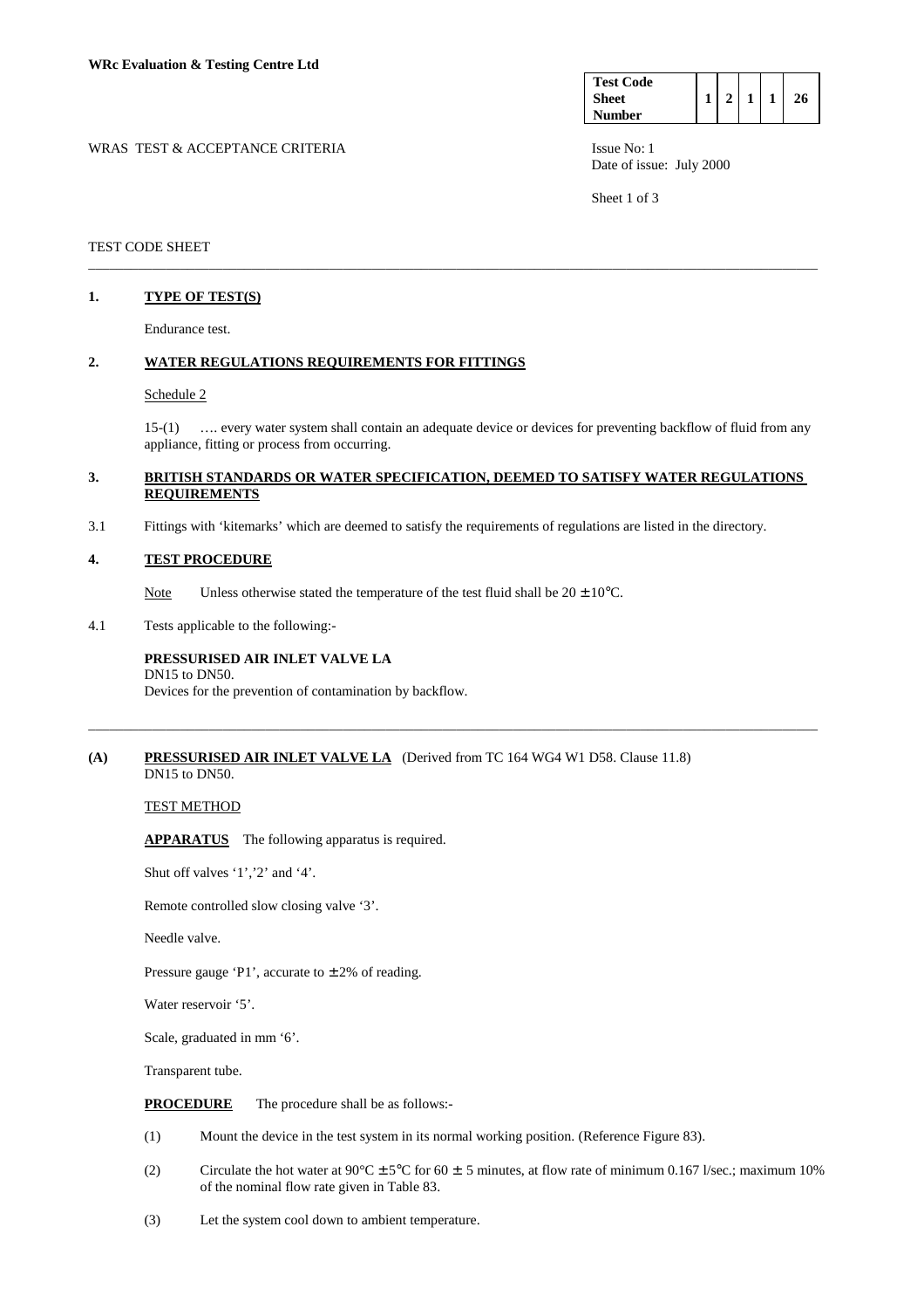**WRc Evaluation & Testing Centre Ltd**

| Test Code Sheet Number | 1 | 2 | 1 | 1 | 26 |
|---|---|---|---|---|---|

WRAS TEST & ACCEPTANCE CRITERIA

Issue No: 1
Date of issue: July 2000

TEST CODE SHEET

---

## 1. TYPE OF TEST(S)

Endurance test.

## 2. WATER REGULATIONS REQUIREMENTS FOR FITTINGS

Schedule 2

15-(1) …. every water system shall contain an adequate device or devices for preventing backflow of fluid from any appliance, fitting or process from occurring.

## 3. BRITISH STANDARDS OR WATER SPECIFICATION, DEEMED TO SATISFY WATER REGULATIONS REQUIREMENTS

3.1 Fittings with 'kitemarks' which are deemed to satisfy the requirements of regulations are listed in the directory.

## 4. TEST PROCEDURE

Note Unless otherwise stated the temperature of the test fluid shall be 20 ± 10°C.

4.1 Tests applicable to the following:-

**PRESSURISED AIR INLET VALVE LA**
DN15 to DN50.
Devices for the prevention of contamination by backflow.

---

**(A) PRESSURISED AIR INLET VALVE LA** (Derived from TC 164 WG4 W1 D58. Clause 11.8)
DN15 to DN50.

TEST METHOD

**APPARATUS** The following apparatus is required.

Shut off valves '1','2' and '4'.

Remote controlled slow closing valve '3'.

Needle valve.

Pressure gauge 'P1', accurate to ± 2% of reading.

Water reservoir '5'.

Scale, graduated in mm '6'.

Transparent tube.

**PROCEDURE** The procedure shall be as follows:-

(1) Mount the device in the test system in its normal working position. (Reference Figure 83).

(2) Circulate the hot water at 90°C ± 5°C for 60 ± 5 minutes, at flow rate of minimum 0.167 l/sec.; maximum 10% of the nominal flow rate given in Table 83.

(3) Let the system cool down to ambient temperature.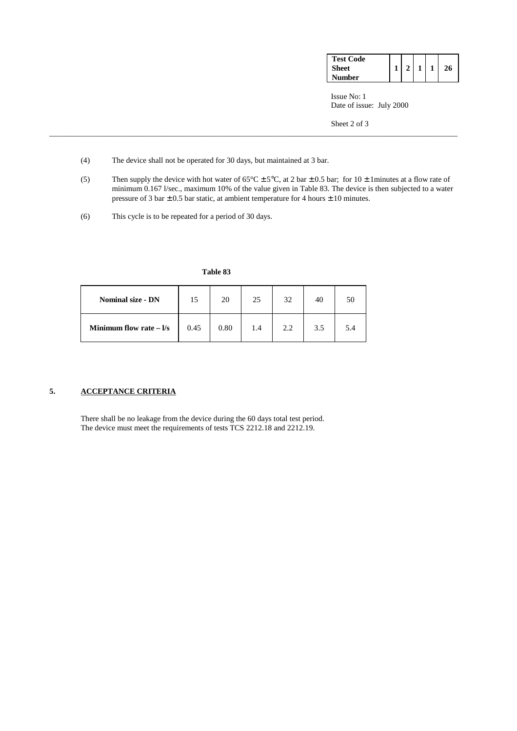(4) The device shall not be operated for 30 days, but maintained at 3 bar.

(5) Then supply the device with hot water of 65°C ± 5°C, at 2 bar ± 0.5 bar; for 10 ± 1minutes at a flow rate of minimum 0.167 l/sec., maximum 10% of the value given in Table 83. The device is then subjected to a water pressure of 3 bar ± 0.5 bar static, at ambient temperature for 4 hours ± 10 minutes.

(6) This cycle is to be repeated for a period of 30 days.

**Table 83**

| **Nominal size - DN** | 15 | 20 | 25 | 32 | 40 | 50 |
|---|---|---|---|---|---|---|
| **Minimum flow rate – l/s** | 0.45 | 0.80 | 1.4 | 2.2 | 3.5 | 5.4 |

## 5. ACCEPTANCE CRITERIA

There shall be no leakage from the device during the 60 days total test period.
The device must meet the requirements of tests TCS 2212.18 and 2212.19.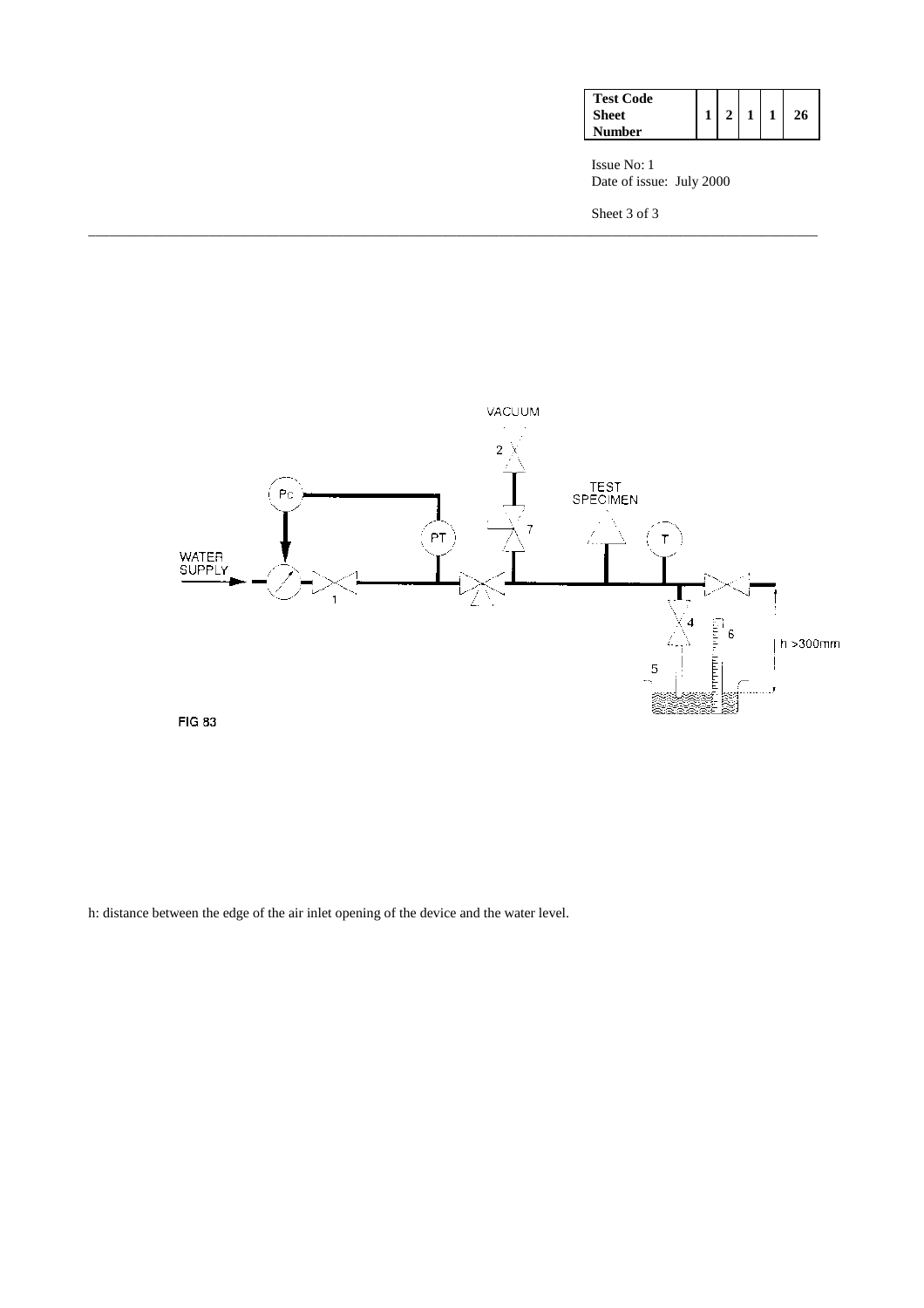| Test Code Sheet Number | 1 | 2 | 1 | 1 | 26 |
| --- | --- | --- | --- | --- | --- |

Issue No: 1
Date of issue: July 2000

VACUUM

2

Pc

TEST
SPECIMEN

7

PT

T

WATER
SUPPLY

1

4

6

h >300mm

5

FIG 83

h: distance between the edge of the air inlet opening of the device and the water level.